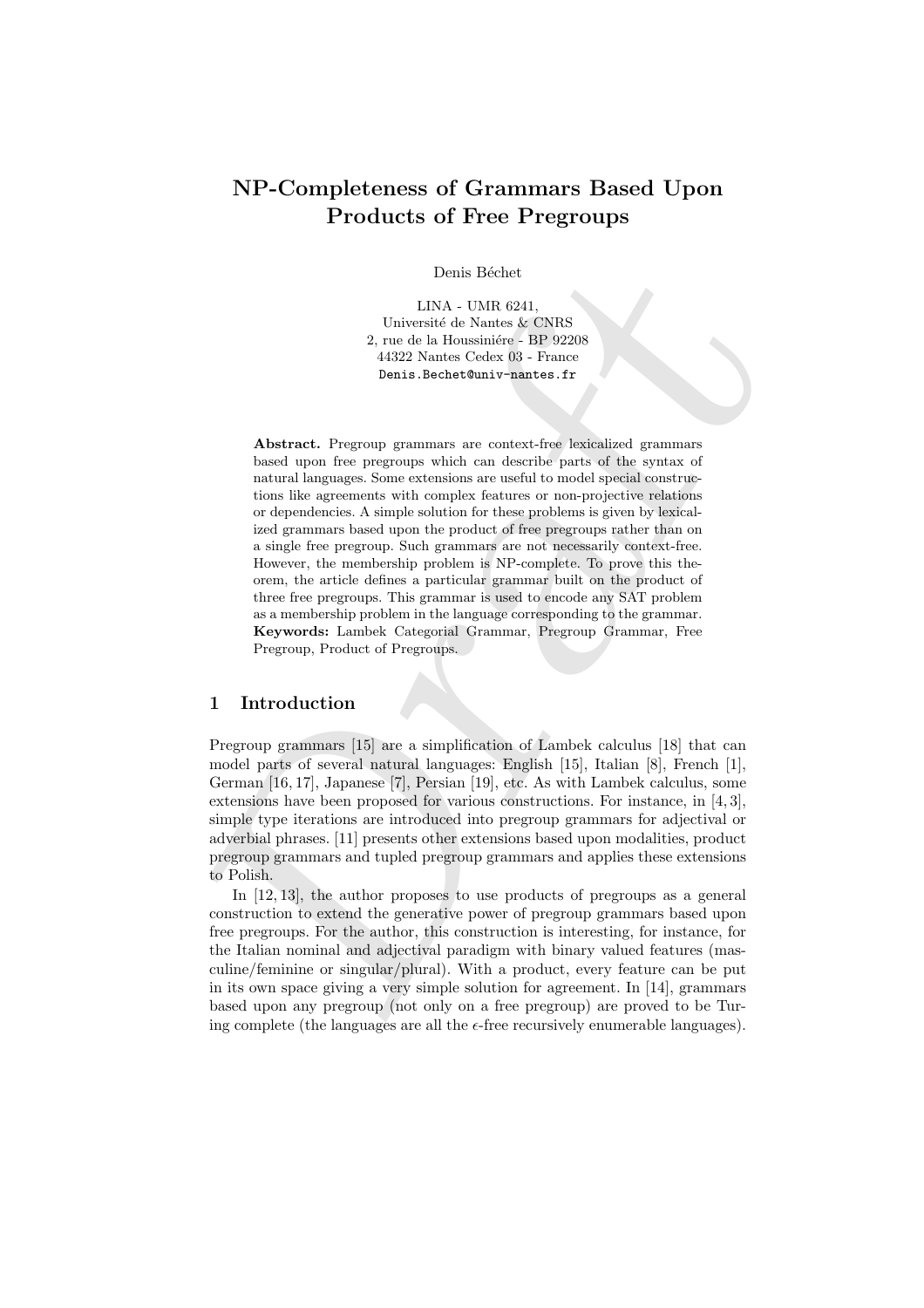# NP-Completeness of Grammars Based Upon Products of Free Pregroups

Denis Béchet

LINA - UMR 6241,  
Université de Nantes & CNRS  
2, rue de la Houssiniére - BP 92208  
44322 Nantes Cedex 03 - France  
Denis.Bechet@univ-nantes.fr

**Abstract.** Pregroup grammars are context-free lexicalized grammars based upon free pregroups which can describe parts of the syntax of natural languages. Some extensions are useful to model special constructions like agreements with complex features or non-projective relations or dependencies. A simple solution for these problems is given by lexicalized grammars based upon the product of free pregroups rather than on a single free pregroup. Such grammars are not necessarily context-free. However, the membership problem is NP-complete. To prove this theorem, the article defines a particular grammar built on the product of three free pregroups. This grammar is used to encode any SAT problem as a membership problem in the language corresponding to the grammar.  
**Keywords:** Lambek Categorial Grammar, Pregroup Grammar, Free Pregroup, Product of Pregroups.

## 1 Introduction

Pregroup grammars [15] are a simplification of Lambek calculus [18] that can model parts of several natural languages: English [15], Italian [8], French [1], German [16, 17], Japanese [7], Persian [19], etc. As with Lambek calculus, some extensions have been proposed for various constructions. For instance, in [4, 3], simple type iterations are introduced into pregroup grammars for adjectival or adverbial phrases. [11] presents other extensions based upon modalities, product pregroup grammars and tupled pregroup grammars and applies these extensions to Polish.

In [12, 13], the author proposes to use products of pregroups as a general construction to extend the generative power of pregroup grammars based upon free pregroups. For the author, this construction is interesting, for instance, for the Italian nominal and adjectival paradigm with binary valued features (masculine/feminine or singular/plural). With a product, every feature can be put in its own space giving a very simple solution for agreement. In [14], grammars based upon any pregroup (not only on a free pregroup) are proved to be Turing complete (the languages are all the $\epsilon$-free recursively enumerable languages).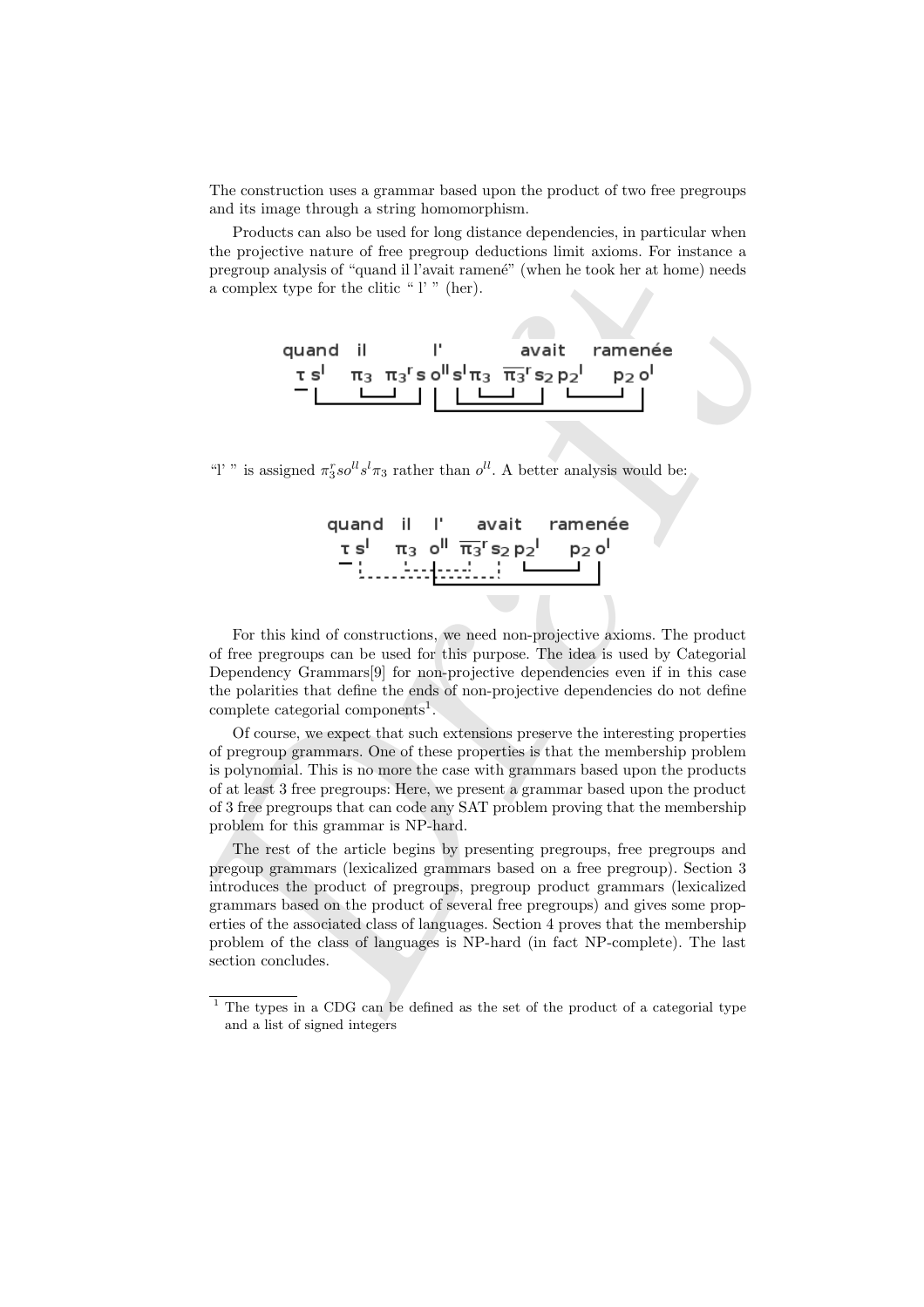The construction uses a grammar based upon the product of two free pregroups and its image through a string homomorphism.

Products can also be used for long distance dependencies, in particular when the projective nature of free pregroup deductions limit axioms. For instance a pregroup analysis of "quand il l'avait ramené" (when he took her at home) needs a complex type for the clitic " l' " (her).

$$\begin{array}{ccccc} \text{quand} & \text{il} & \text{l'} & \text{avait} & \text{ramenée} \\ \underline{\tau}\, s^l & \pi_3 & \pi_3^r s\, o^{ll} s^l \pi_3 & \overline{\pi_3}^r s_2\, p_2^l & p_2\, o^l \end{array}$$

"l' " is assigned $\pi_3^r s o^{ll} s^l \pi_3$ rather than $o^{ll}$. A better analysis would be:

$$\begin{array}{ccccc} \text{quand} & \text{il} & \text{l'} & \text{avait} & \text{ramenée} \\ \underline{\tau}\, s^l & \pi_3 & o^{ll} & \overline{\pi_3}^r s_2\, p_2^l & p_2\, o^l \end{array}$$

For this kind of constructions, we need non-projective axioms. The product of free pregroups can be used for this purpose. The idea is used by Categorial Dependency Grammars[9] for non-projective dependencies even if in this case the polarities that define the ends of non-projective dependencies do not define complete categorial components[1].

Of course, we expect that such extensions preserve the interesting properties of pregroup grammars. One of these properties is that the membership problem is polynomial. This is no more the case with grammars based upon the products of at least 3 free pregroups: Here, we present a grammar based upon the product of 3 free pregroups that can code any SAT problem proving that the membership problem for this grammar is NP-hard.

The rest of the article begins by presenting pregroups, free pregroups and pregoup grammars (lexicalized grammars based on a free pregroup). Section 3 introduces the product of pregroups, pregroup product grammars (lexicalized grammars based on the product of several free pregroups) and gives some properties of the associated class of languages. Section 4 proves that the membership problem of the class of languages is NP-hard (in fact NP-complete). The last section concludes.

[1] The types in a CDG can be defined as the set of the product of a categorial type and a list of signed integers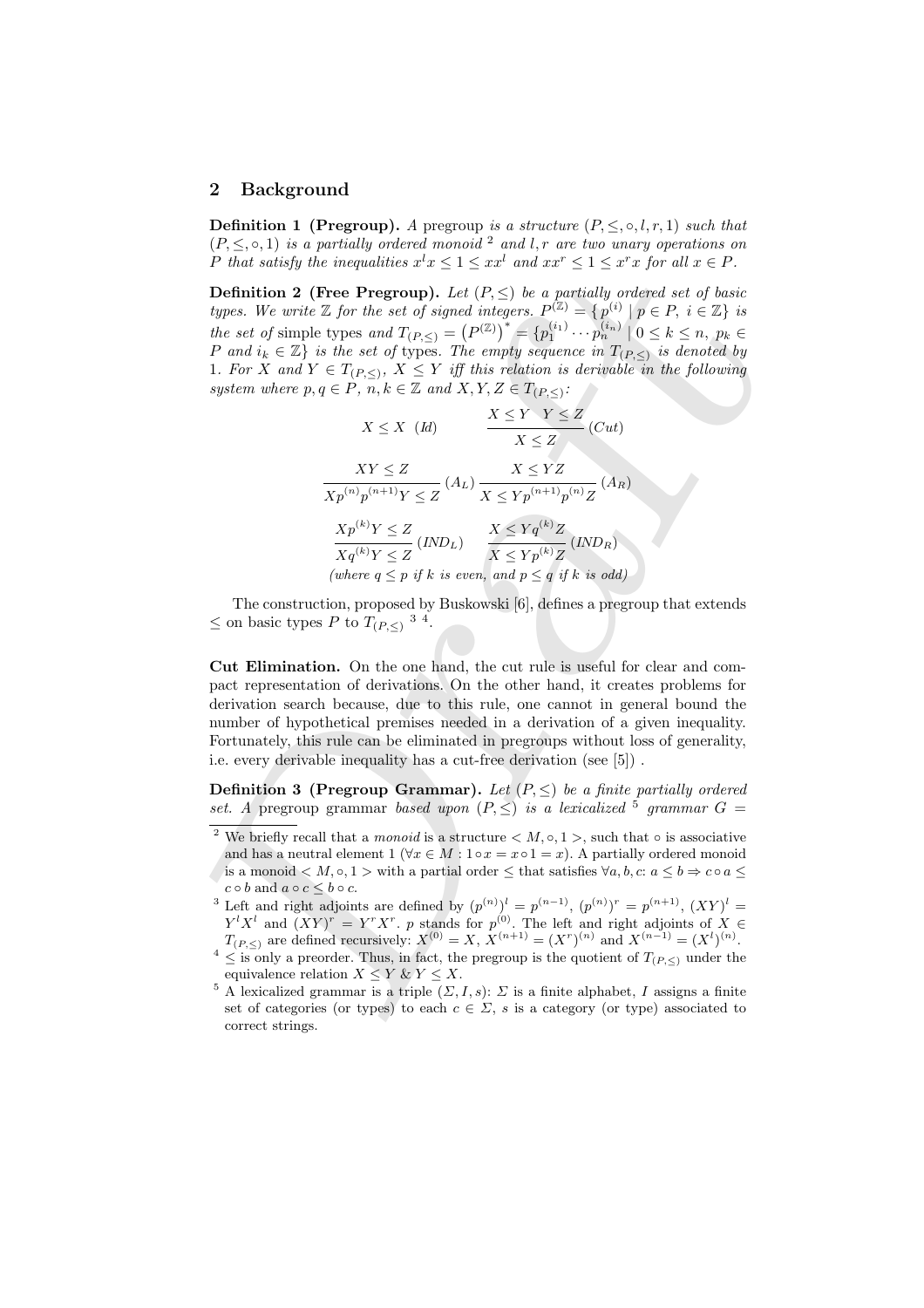## 2 Background

**Definition 1 (Pregroup).** *A* pregroup *is a structure* $(P, \leq, \circ, l, r, 1)$ *such that* $(P, \leq, \circ, 1)$ *is a partially ordered monoid* [2] *and* $l, r$ *are two unary operations on* $P$ *that satisfy the inequalities* $x^l x \leq 1 \leq x x^l$ *and* $x x^r \leq 1 \leq x^r x$ *for all* $x \in P$.

**Definition 2 (Free Pregroup).** *Let* $(P, \leq)$ *be a partially ordered set of basic types. We write* $\mathbb{Z}$ *for the set of signed integers.* $P^{(\mathbb{Z})} = \{ p^{(i)} \mid p \in P,\ i \in \mathbb{Z}\}$ *is the set of* simple types *and* $T_{(P,\leq)} = \left(P^{(\mathbb{Z})}\right)^* = \{p_1^{(i_1)} \cdots p_n^{(i_n)} \mid 0 \leq k \leq n,\ p_k \in P \text{ and } i_k \in \mathbb{Z}\}$ *is the set of types. The empty sequence in* $T_{(P,\leq)}$ *is denoted by* 1*. For* $X$ *and* $Y \in T_{(P,\leq)}$, $X \leq Y$ *iff this relation is derivable in the following system where* $p, q \in P$, $n, k \in \mathbb{Z}$ *and* $X, Y, Z \in T_{(P,\leq)}$:

$$X \leq X \ (Id) \qquad \frac{X \leq Y \quad Y \leq Z}{X \leq Z}\ (Cut)$$

$$\frac{XY \leq Z}{Xp^{(n)}p^{(n+1)}Y \leq Z}\ (A_L) \qquad \frac{X \leq YZ}{X \leq Yp^{(n+1)}p^{(n)}Z}\ (A_R)$$

$$\frac{Xp^{(k)}Y \leq Z}{Xq^{(k)}Y \leq Z}\ (IND_L) \qquad \frac{X \leq Yq^{(k)}Z}{X \leq Yp^{(k)}Z}\ (IND_R)$$

*(where* $q \leq p$ *if* $k$ *is even, and* $p \leq q$ *if* $k$ *is odd)*

The construction, proposed by Buskowski [6], defines a pregroup that extends $\leq$ on basic types $P$ to $T_{(P,\leq)}$ [3] [4].

**Cut Elimination.** On the one hand, the cut rule is useful for clear and compact representation of derivations. On the other hand, it creates problems for derivation search because, due to this rule, one cannot in general bound the number of hypothetical premises needed in a derivation of a given inequality. Fortunately, this rule can be eliminated in pregroups without loss of generality, i.e. every derivable inequality has a cut-free derivation (see [5]) .

**Definition 3 (Pregroup Grammar).** *Let* $(P, \leq)$ *be a finite partially ordered set. A* pregroup grammar *based upon* $(P, \leq)$ *is a lexicalized* [5] *grammar* $G =$

---

[2] We briefly recall that a *monoid* is a structure $< M, \circ, 1 >$, such that $\circ$ is associative and has a neutral element 1 ($\forall x \in M : 1 \circ x = x \circ 1 = x$). A partially ordered monoid is a monoid $< M, \circ, 1 >$ with a partial order $\leq$ that satisfies $\forall a, b, c$: $a \leq b \Rightarrow c \circ a \leq c \circ b$ and $a \circ c \leq b \circ c$.

[3] Left and right adjoints are defined by $(p^{(n)})^l = p^{(n-1)}$, $(p^{(n)})^r = p^{(n+1)}$, $(XY)^l = Y^l X^l$ and $(XY)^r = Y^r X^r$. $p$ stands for $p^{(0)}$. The left and right adjoints of $X \in T_{(P,\leq)}$ are defined recursively: $X^{(0)} = X$, $X^{(n+1)} = (X^r)^{(n)}$ and $X^{(n-1)} = (X^l)^{(n)}$.

[4] $\leq$ is only a preorder. Thus, in fact, the pregroup is the quotient of $T_{(P,\leq)}$ under the equivalence relation $X \leq Y$ & $Y \leq X$.

[5] A lexicalized grammar is a triple $(\Sigma, I, s)$: $\Sigma$ is a finite alphabet, $I$ assigns a finite set of categories (or types) to each $c \in \Sigma$, $s$ is a category (or type) associated to correct strings.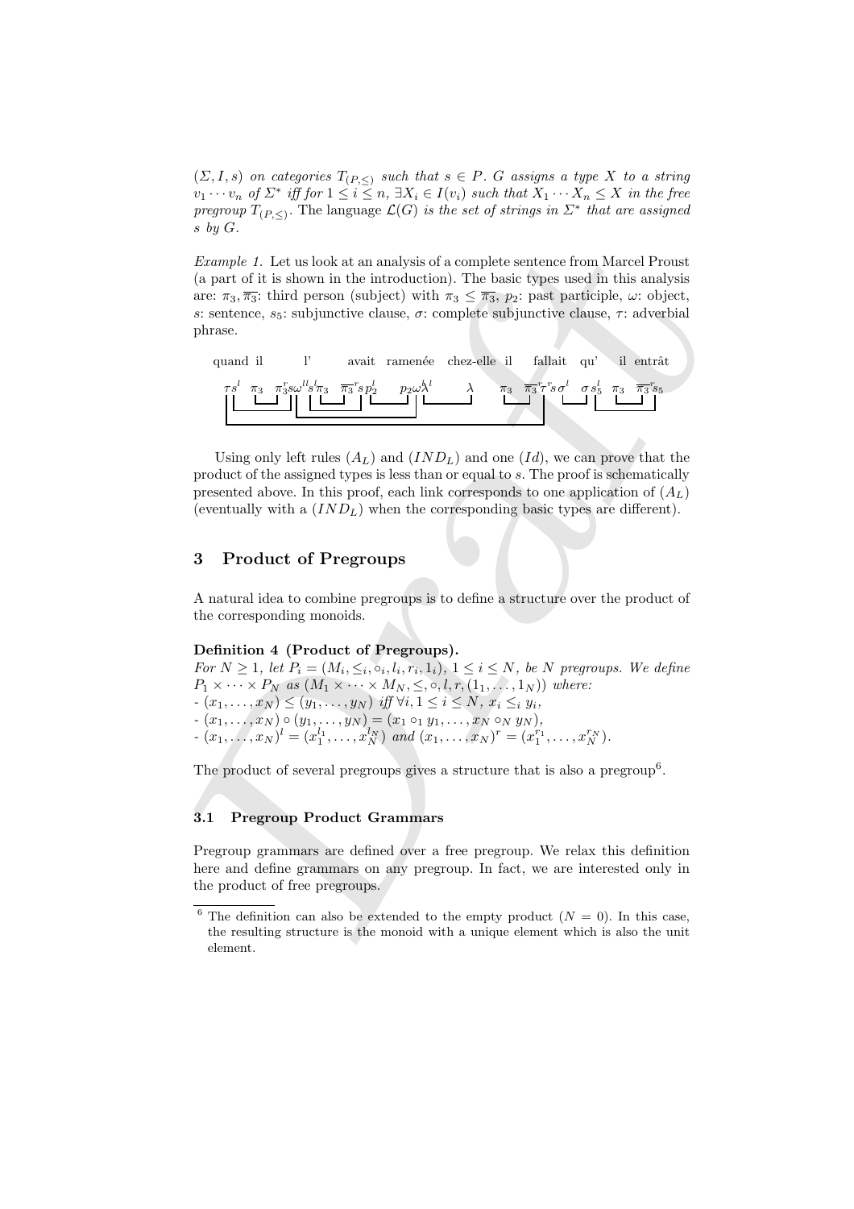$(\Sigma, I, s)$ *on categories* $T_{(P,\leq)}$ *such that* $s \in P$. $G$ *assigns a type* $X$ *to a string* $v_1 \cdots v_n$ *of* $\Sigma^*$ *iff for* $1 \leq i \leq n$, $\exists X_i \in I(v_i)$ *such that* $X_1 \cdots X_n \leq X$ *in the free pregroup* $T_{(P,\leq)}$. *The language* $\mathcal{L}(G)$ *is the set of strings in* $\Sigma^*$ *that are assigned* $s$ *by* $G$.

*Example 1.* Let us look at an analysis of a complete sentence from Marcel Proust (a part of it is shown in the introduction). The basic types used in this analysis are: $\pi_3, \overline{\pi_3}$: third person (subject) with $\pi_3 \leq \overline{\pi_3}$, $p_2$: past participle, $\omega$: object, $s$: sentence, $s_5$: subjunctive clause, $\sigma$: complete subjunctive clause, $\tau$: adverbial phrase.

| quand | il | l' | avait | ramenée | chez-elle | il | fallait | qu' | il | entrât |
|---|---|---|---|---|---|---|---|---|---|---|
| $\tau s^l$ | $\pi_3$ | $\pi_3^r s \omega^{ll} s^l \pi_3$ | $\overline{\pi_3}^r s p_2^l$ | $p_2 \omega^l \lambda^l$ | $\lambda$ | $\pi_3$ | $\overline{\pi_3}^r \tau^r s \sigma^l$ | $\sigma s_5^l$ | $\pi_3$ | $\overline{\pi_3}^r s_5$ |

Using only left rules $(A_L)$ and $(IND_L)$ and one $(Id)$, we can prove that the product of the assigned types is less than or equal to $s$. The proof is schematically presented above. In this proof, each link corresponds to one application of $(A_L)$ (eventually with a $(IND_L)$ when the corresponding basic types are different).

## 3 Product of Pregroups

A natural idea to combine pregroups is to define a structure over the product of the corresponding monoids.

**Definition 4 (Product of Pregroups).**
*For* $N \geq 1$, *let* $P_i = (M_i, \leq_i, \circ_i, l_i, r_i, 1_i)$, $1 \leq i \leq N$, *be* $N$ *pregroups. We define* $P_1 \times \cdots \times P_N$ *as* $(M_1 \times \cdots \times M_N, \leq, \circ, l, r, (1_1, \ldots, 1_N))$ *where:*
- $(x_1, \ldots, x_N) \leq (y_1, \ldots, y_N)$ *iff* $\forall i, 1 \leq i \leq N$, $x_i \leq_i y_i$,
- $(x_1, \ldots, x_N) \circ (y_1, \ldots, y_N) = (x_1 \circ_1 y_1, \ldots, x_N \circ_N y_N)$,
- $(x_1, \ldots, x_N)^l = (x_1^{l_1}, \ldots, x_N^{l_N})$ *and* $(x_1, \ldots, x_N)^r = (x_1^{r_1}, \ldots, x_N^{r_N})$.

The product of several pregroups gives a structure that is also a pregroup[6].

### 3.1 Pregroup Product Grammars

Pregroup grammars are defined over a free pregroup. We relax this definition here and define grammars on any pregroup. In fact, we are interested only in the product of free pregroups.

[6] The definition can also be extended to the empty product ($N = 0$). In this case, the resulting structure is the monoid with a unique element which is also the unit element.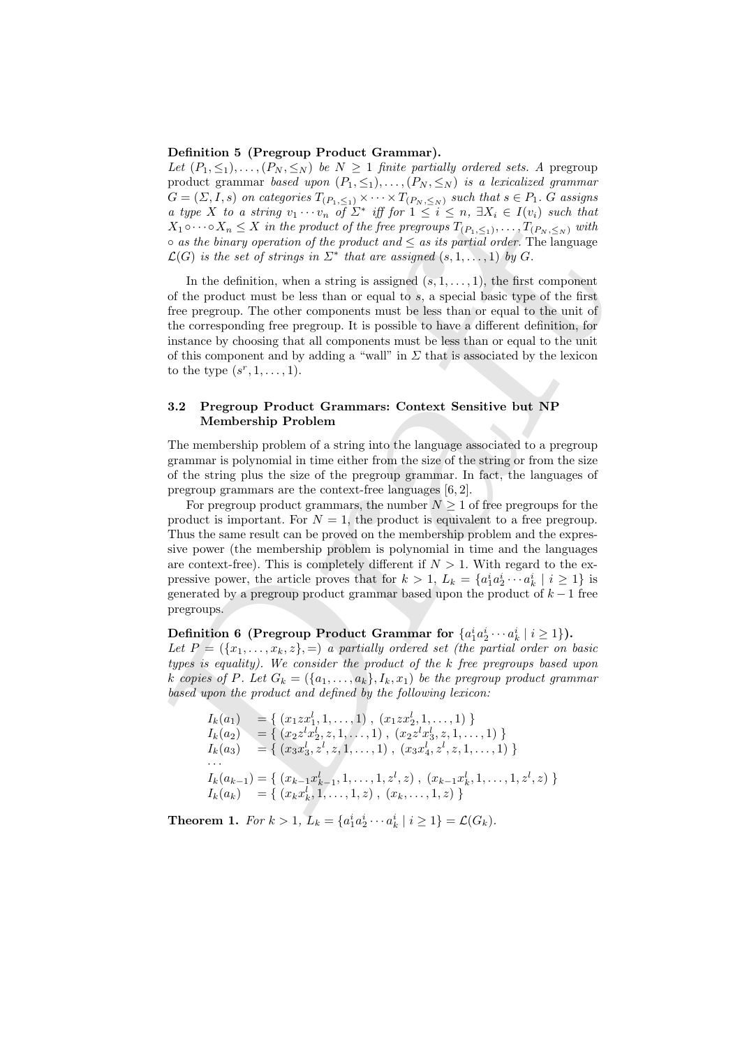**Definition 5 (Pregroup Product Grammar).**
*Let $(P_1, \leq_1), \ldots, (P_N, \leq_N)$ be $N \geq 1$ finite partially ordered sets. A* pregroup product grammar *based upon $(P_1, \leq_1), \ldots, (P_N, \leq_N)$ is a lexicalized grammar $G = (\Sigma, I, s)$ on categories $T_{(P_1,\leq_1)} \times \cdots \times T_{(P_N,\leq_N)}$ such that $s \in P_1$. $G$ assigns a type $X$ to a string $v_1 \cdots v_n$ of $\Sigma^*$ iff for $1 \leq i \leq n$, $\exists X_i \in I(v_i)$ such that $X_1 \circ \cdots \circ X_n \leq X$ in the product of the free pregroups $T_{(P_1,\leq_1)}, \ldots, T_{(P_N,\leq_N)}$ with $\circ$ as the binary operation of the product and $\leq$ as its partial order.* The language *$\mathcal{L}(G)$ is the set of strings in $\Sigma^*$ that are assigned $(s, 1, \ldots, 1)$ by $G$.*

In the definition, when a string is assigned $(s, 1, \ldots, 1)$, the first component of the product must be less than or equal to $s$, a special basic type of the first free pregroup. The other components must be less than or equal to the unit of the corresponding free pregroup. It is possible to have a different definition, for instance by choosing that all components must be less than or equal to the unit of this component and by adding a "wall" in $\Sigma$ that is associated by the lexicon to the type $(s^r, 1, \ldots, 1)$.

### 3.2 Pregroup Product Grammars: Context Sensitive but NP Membership Problem

The membership problem of a string into the language associated to a pregroup grammar is polynomial in time either from the size of the string or from the size of the string plus the size of the pregroup grammar. In fact, the languages of pregroup grammars are the context-free languages [6, 2].

For pregroup product grammars, the number $N \geq 1$ of free pregroups for the product is important. For $N = 1$, the product is equivalent to a free pregroup. Thus the same result can be proved on the membership problem and the expressive power (the membership problem is polynomial in time and the languages are context-free). This is completely different if $N > 1$. With regard to the expressive power, the article proves that for $k > 1$, $L_k = \{a_1^i a_2^i \cdots a_k^i \mid i \geq 1\}$ is generated by a pregroup product grammar based upon the product of $k - 1$ free pregroups.

**Definition 6 (Pregroup Product Grammar for $\{a_1^i a_2^i \cdots a_k^i \mid i \geq 1\}$).**
*Let $P = (\{x_1, \ldots, x_k, z\}, =)$ a partially ordered set (the partial order on basic types is equality). We consider the product of the $k$ free pregroups based upon $k$ copies of $P$. Let $G_k = (\{a_1, \ldots, a_k\}, I_k, x_1)$ be the pregroup product grammar based upon the product and defined by the following lexicon:*

$$
\begin{aligned}
I_k(a_1) \quad &= \{\ (x_1 z x_1^l, 1, \ldots, 1)\ ,\ (x_1 z x_2^l, 1, \ldots, 1)\ \}\\
I_k(a_2) \quad &= \{\ (x_2 z^l x_2^l, z, 1, \ldots, 1)\ ,\ (x_2 z^l x_3^l, z, 1, \ldots, 1)\ \}\\
I_k(a_3) \quad &= \{\ (x_3 x_3^l, z^l, z, 1, \ldots, 1)\ ,\ (x_3 x_4^l, z^l, z, 1, \ldots, 1)\ \}\\
&\cdots\\
I_k(a_{k-1}) &= \{\ (x_{k-1} x_{k-1}^l, 1, \ldots, 1, z^l, z)\ ,\ (x_{k-1} x_k^l, 1, \ldots, 1, z^l, z)\ \}\\
I_k(a_k) \quad &= \{\ (x_k x_k^l, 1, \ldots, 1, z)\ ,\ (x_k, \ldots, 1, z)\ \}
\end{aligned}
$$

**Theorem 1.** *For $k > 1$, $L_k = \{a_1^i a_2^i \cdots a_k^i \mid i \geq 1\} = \mathcal{L}(G_k)$.*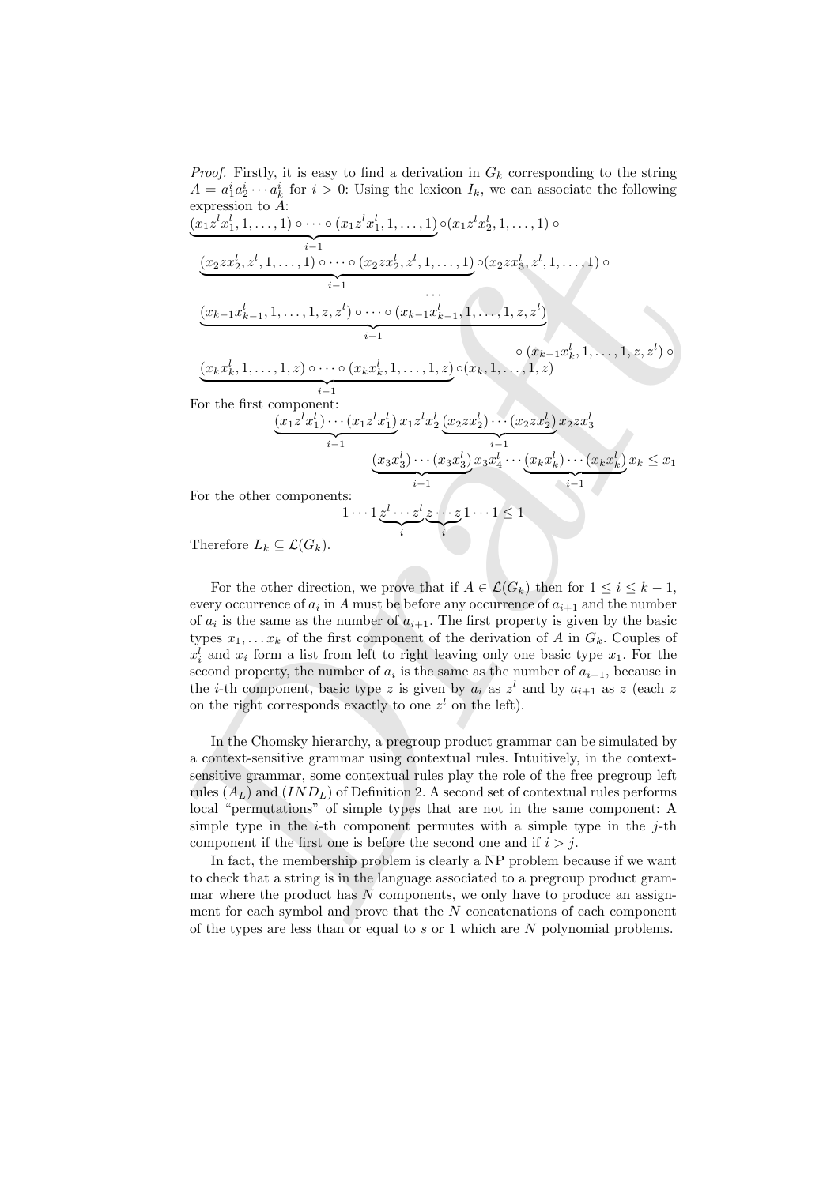*Proof.* Firstly, it is easy to find a derivation in $G_k$ corresponding to the string $A = a_1^i a_2^i \cdots a_k^i$ for $i > 0$: Using the lexicon $I_k$, we can associate the following expression to $A$:

$$\underbrace{(x_1 z^l x_1^l, 1, \ldots, 1) \circ \cdots \circ (x_1 z^l x_1^l, 1, \ldots, 1)}_{i-1} \circ (x_1 z^l x_2^l, 1, \ldots, 1) \circ$$

$$\underbrace{(x_2 z x_2^l, z^l, 1, \ldots, 1) \circ \cdots \circ (x_2 z x_2^l, z^l, 1, \ldots, 1)}_{i-1} \circ (x_2 z x_3^l, z^l, 1, \ldots, 1) \circ$$

$$\cdots$$

$$\underbrace{(x_{k-1} x_{k-1}^l, 1, \ldots, 1, z, z^l) \circ \cdots \circ (x_{k-1} x_{k-1}^l, 1, \ldots, 1, z, z^l)}_{i-1}$$

$$\circ (x_{k-1} x_k^l, 1, \ldots, 1, z, z^l) \circ$$

$$\underbrace{(x_k x_k^l, 1, \ldots, 1, z) \circ \cdots \circ (x_k x_k^l, 1, \ldots, 1, z)}_{i-1} \circ (x_k, 1, \ldots, 1, z)$$

For the first component:

$$\underbrace{(x_1 z^l x_1^l) \cdots (x_1 z^l x_1^l)}_{i-1} x_1 z^l x_2^l \underbrace{(x_2 z x_2^l) \cdots (x_2 z x_2^l)}_{i-1} x_2 z x_3^l$$

$$\underbrace{(x_3 x_3^l) \cdots (x_3 x_3^l)}_{i-1} x_3 x_4^l \cdots \underbrace{(x_k x_k^l) \cdots (x_k x_k^l)}_{i-1} x_k \leq x_1$$

For the other components:

$$1 \cdots 1 \underbrace{z^l \cdots z^l}_{i} \underbrace{z \cdots z}_{i} 1 \cdots 1 \leq 1$$

Therefore $L_k \subseteq \mathcal{L}(G_k)$.

For the other direction, we prove that if $A \in \mathcal{L}(G_k)$ then for $1 \leq i \leq k-1$, every occurrence of $a_i$ in $A$ must be before any occurrence of $a_{i+1}$ and the number of $a_i$ is the same as the number of $a_{i+1}$. The first property is given by the basic types $x_1, \ldots x_k$ of the first component of the derivation of $A$ in $G_k$. Couples of $x_i^l$ and $x_i$ form a list from left to right leaving only one basic type $x_1$. For the second property, the number of $a_i$ is the same as the number of $a_{i+1}$, because in the $i$-th component, basic type $z$ is given by $a_i$ as $z^l$ and by $a_{i+1}$ as $z$ (each $z$ on the right corresponds exactly to one $z^l$ on the left).

In the Chomsky hierarchy, a pregroup product grammar can be simulated by a context-sensitive grammar using contextual rules. Intuitively, in the context-sensitive grammar, some contextual rules play the role of the free pregroup left rules $(A_L)$ and $(IND_L)$ of Definition 2. A second set of contextual rules performs local "permutations" of simple types that are not in the same component: A simple type in the $i$-th component permutes with a simple type in the $j$-th component if the first one is before the second one and if $i > j$.

In fact, the membership problem is clearly a NP problem because if we want to check that a string is in the language associated to a pregroup product grammar where the product has $N$ components, we only have to produce an assignment for each symbol and prove that the $N$ concatenations of each component of the types are less than or equal to $s$ or 1 which are $N$ polynomial problems.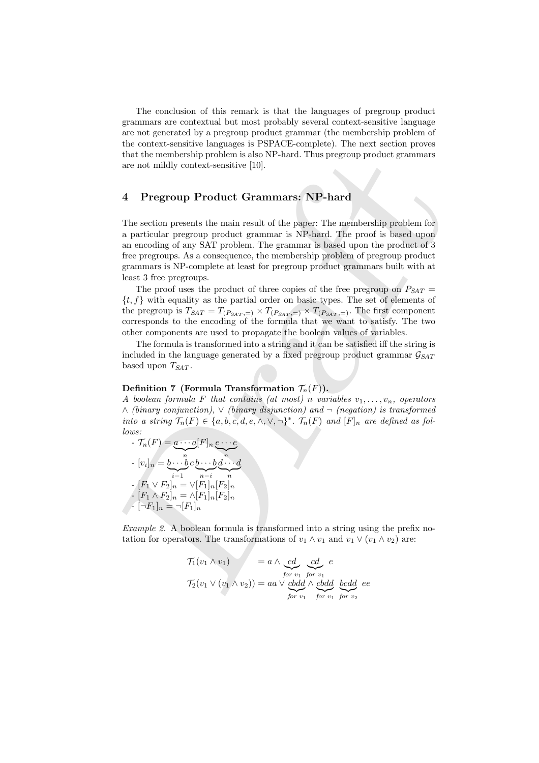The conclusion of this remark is that the languages of pregroup product grammars are contextual but most probably several context-sensitive language are not generated by a pregroup product grammar (the membership problem of the context-sensitive languages is PSPACE-complete). The next section proves that the membership problem is also NP-hard. Thus pregroup product grammars are not mildly context-sensitive [10].

## 4 Pregroup Product Grammars: NP-hard

The section presents the main result of the paper: The membership problem for a particular pregroup product grammar is NP-hard. The proof is based upon an encoding of any SAT problem. The grammar is based upon the product of 3 free pregroups. As a consequence, the membership problem of pregroup product grammars is NP-complete at least for pregroup product grammars built with at least 3 free pregroups.

The proof uses the product of three copies of the free pregroup on $P_{SAT} = \{t, f\}$ with equality as the partial order on basic types. The set of elements of the pregroup is $T_{SAT} = T_{(P_{SAT},=)} \times T_{(P_{SAT},=)} \times T_{(P_{SAT},=)}$. The first component corresponds to the encoding of the formula that we want to satisfy. The two other components are used to propagate the boolean values of variables.

The formula is transformed into a string and it can be satisfied iff the string is included in the language generated by a fixed pregroup product grammar $\mathcal{G}_{SAT}$ based upon $T_{SAT}$.

**Definition 7 (Formula Transformation $\mathcal{T}_n(F)$).**
*A boolean formula $F$ that contains (at most) $n$ variables $v_1, \ldots, v_n$, operators $\wedge$ (binary conjunction), $\vee$ (binary disjunction) and $\neg$ (negation) is transformed into a string $\mathcal{T}_n(F) \in \{a, b, c, d, e, \wedge, \vee, \neg\}^*$. $\mathcal{T}_n(F)$ and $[F]_n$ are defined as follows:*

- $\mathcal{T}_n(F) = \underbrace{a \cdots a}_{n} [F]_n \underbrace{e \cdots e}_{n}$
- $[v_i]_n = \underbrace{b \cdots b}_{i-1} c \underbrace{b \cdots b}_{n-i} \underbrace{d \cdots d}_{n}$
- $[F_1 \vee F_2]_n = \vee [F_1]_n [F_2]_n$
- $[F_1 \wedge F_2]_n = \wedge [F_1]_n [F_2]_n$
- $[\neg F_1]_n = \neg [F_1]_n$

*Example 2.* A boolean formula is transformed into a string using the prefix notation for operators. The transformations of $v_1 \wedge v_1$ and $v_1 \vee (v_1 \wedge v_2)$ are:

$$\begin{aligned}
\mathcal{T}_1(v_1 \wedge v_1) \quad &= a \wedge \underbrace{cd}_{for\ v_1} \underbrace{cd}_{for\ v_1} e \\
\mathcal{T}_2(v_1 \vee (v_1 \wedge v_2)) &= aa \vee \underbrace{cbdd}_{for\ v_1} \wedge \underbrace{cbdd}_{for\ v_1} \underbrace{bcdd}_{for\ v_2} ee
\end{aligned}$$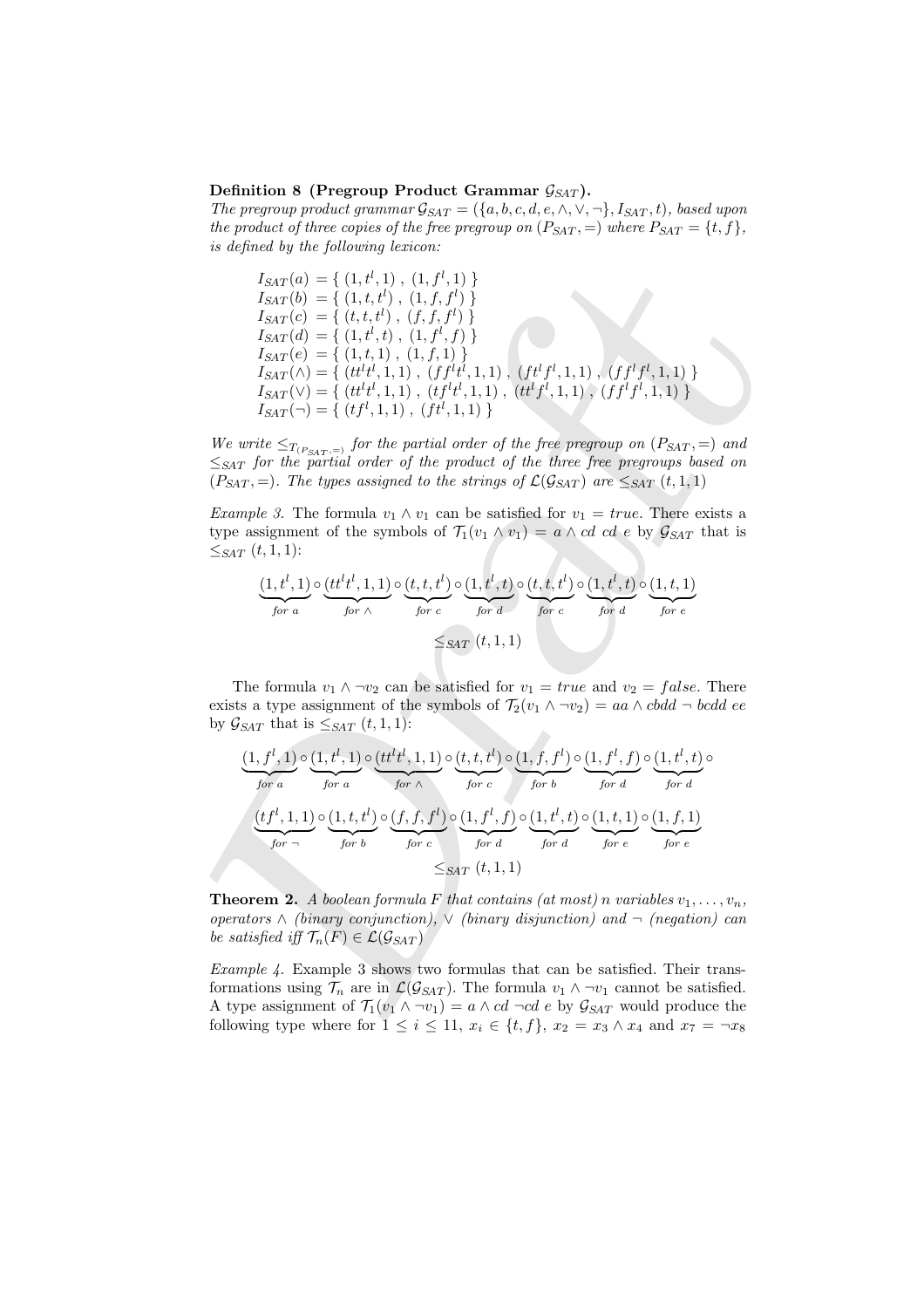**Definition 8 (Pregroup Product Grammar $\mathcal{G}_{SAT}$).** *The pregroup product grammar $\mathcal{G}_{SAT} = (\{a, b, c, d, e, \wedge, \vee, \neg\}, I_{SAT}, t)$, based upon the product of three copies of the free pregroup on $(P_{SAT}, =)$ where $P_{SAT} = \{t, f\}$, is defined by the following lexicon:*

$$
\begin{aligned}
I_{SAT}(a) &= \{\ (1, t^l, 1)\ ,\ (1, f^l, 1)\ \}\\
I_{SAT}(b) &= \{\ (1, t, t^l)\ ,\ (1, f, f^l)\ \}\\
I_{SAT}(c) &= \{\ (t, t, t^l)\ ,\ (f, f, f^l)\ \}\\
I_{SAT}(d) &= \{\ (1, t^l, t)\ ,\ (1, f^l, f)\ \}\\
I_{SAT}(e) &= \{\ (1, t, 1)\ ,\ (1, f, 1)\ \}\\
I_{SAT}(\wedge) &= \{\ (tt^l t^l, 1, 1)\ ,\ (ff^l t^l, 1, 1)\ ,\ (ft^l f^l, 1, 1)\ ,\ (ff^l f^l, 1, 1)\ \}\\
I_{SAT}(\vee) &= \{\ (tt^l t^l, 1, 1)\ ,\ (tf^l t^l, 1, 1)\ ,\ (tt^l f^l, 1, 1)\ ,\ (ff^l f^l, 1, 1)\ \}\\
I_{SAT}(\neg) &= \{\ (tf^l, 1, 1)\ ,\ (ft^l, 1, 1)\ \}
\end{aligned}
$$

*We write $\leq_{T_{(P_{SAT},=)}}$ for the partial order of the free pregroup on $(P_{SAT}, =)$ and $\leq_{SAT}$ for the partial order of the product of the three free pregroups based on $(P_{SAT}, =)$. The types assigned to the strings of $\mathcal{L}(\mathcal{G}_{SAT})$ are $\leq_{SAT} (t, 1, 1)$*

*Example 3.* The formula $v_1 \wedge v_1$ can be satisfied for $v_1 = true$. There exists a type assignment of the symbols of $\mathcal{T}_1(v_1 \wedge v_1) = a \wedge cd\ cd\ e$ by $\mathcal{G}_{SAT}$ that is $\leq_{SAT} (t, 1, 1)$:

$$
\underbrace{(1, t^l, 1)}_{for\ a} \circ \underbrace{(tt^l t^l, 1, 1)}_{for\ \wedge} \circ \underbrace{(t, t, t^l)}_{for\ c} \circ \underbrace{(1, t^l, t)}_{for\ d} \circ \underbrace{(t, t, t^l)}_{for\ c} \circ \underbrace{(1, t^l, t)}_{for\ d} \circ \underbrace{(1, t, 1)}_{for\ e}
$$
$$
\leq_{SAT} (t, 1, 1)
$$

The formula $v_1 \wedge \neg v_2$ can be satisfied for $v_1 = true$ and $v_2 = false$. There exists a type assignment of the symbols of $\mathcal{T}_2(v_1 \wedge \neg v_2) = aa \wedge cbdd \neg bcdd\ ee$ by $\mathcal{G}_{SAT}$ that is $\leq_{SAT} (t, 1, 1)$:

$$
\underbrace{(1, f^l, 1)}_{for\ a} \circ \underbrace{(1, t^l, 1)}_{for\ a} \circ \underbrace{(tt^l t^l, 1, 1)}_{for\ \wedge} \circ \underbrace{(t, t, t^l)}_{for\ c} \circ \underbrace{(1, f, f^l)}_{for\ b} \circ \underbrace{(1, f^l, f)}_{for\ d} \circ \underbrace{(1, t^l, t)}_{for\ d} \circ
$$
$$
\underbrace{(tf^l, 1, 1)}_{for\ \neg} \circ \underbrace{(1, t, t^l)}_{for\ b} \circ \underbrace{(f, f, f^l)}_{for\ c} \circ \underbrace{(1, f^l, f)}_{for\ d} \circ \underbrace{(1, t^l, t)}_{for\ d} \circ \underbrace{(1, t, 1)}_{for\ e} \circ \underbrace{(1, f, 1)}_{for\ e}
$$
$$
\leq_{SAT} (t, 1, 1)
$$

**Theorem 2.** *A boolean formula $F$ that contains (at most) $n$ variables $v_1, \ldots, v_n$, operators $\wedge$ (binary conjunction), $\vee$ (binary disjunction) and $\neg$ (negation) can be satisfied iff $\mathcal{T}_n(F) \in \mathcal{L}(\mathcal{G}_{SAT})$*

*Example 4.* Example 3 shows two formulas that can be satisfied. Their transformations using $\mathcal{T}_n$ are in $\mathcal{L}(\mathcal{G}_{SAT})$. The formula $v_1 \wedge \neg v_1$ cannot be satisfied. A type assignment of $\mathcal{T}_1(v_1 \wedge \neg v_1) = a \wedge cd \neg cd\ e$ by $\mathcal{G}_{SAT}$ would produce the following type where for $1 \leq i \leq 11$, $x_i \in \{t, f\}$, $x_2 = x_3 \wedge x_4$ and $x_7 = \neg x_8$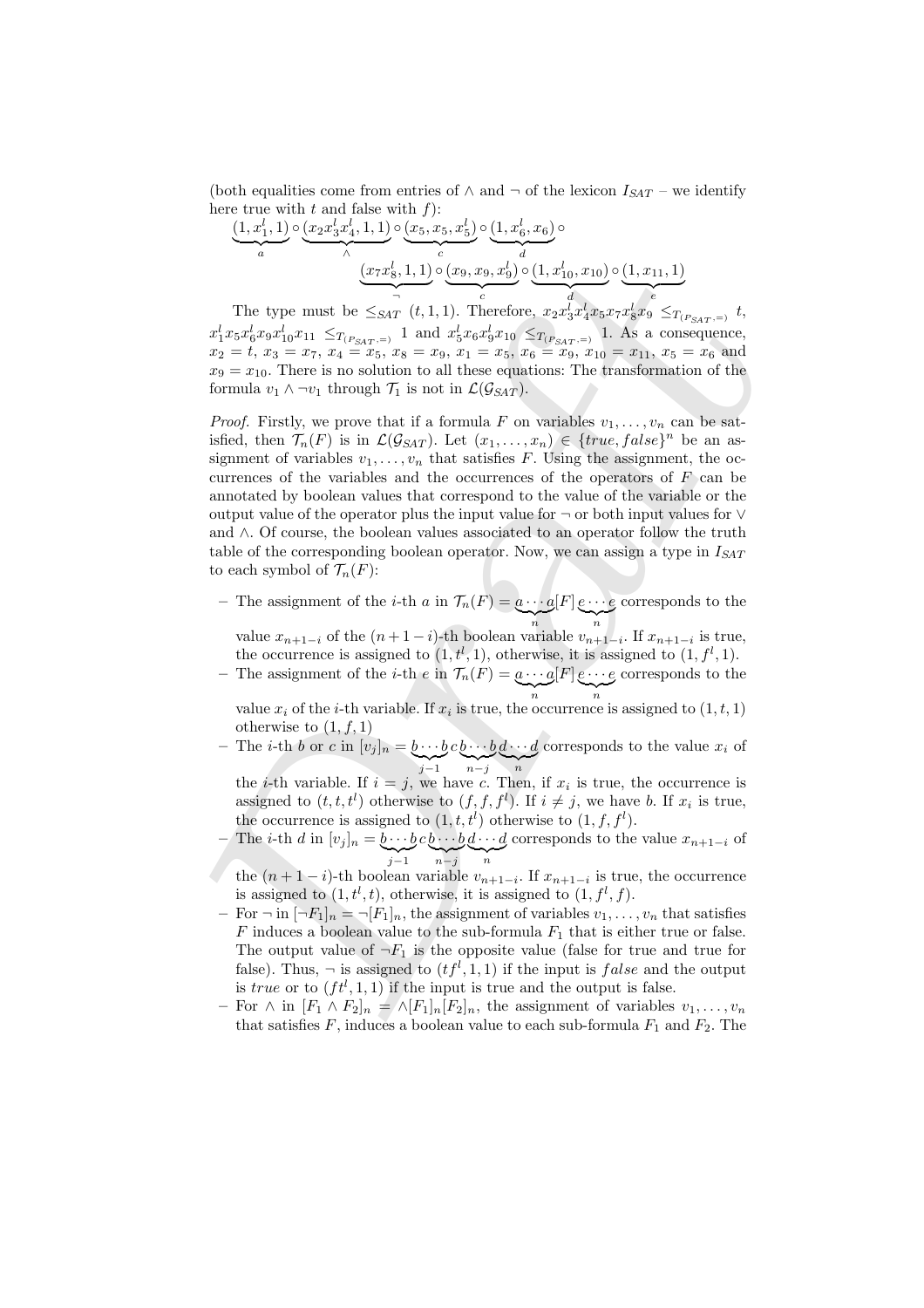(both equalities come from entries of $\wedge$ and $\neg$ of the lexicon $I_{SAT}$ – we identify here true with $t$ and false with $f$):

$$\underbrace{(1, x_1^l, 1)}_{a} \circ \underbrace{(x_2 x_3^l x_4^l, 1, 1)}_{\wedge} \circ \underbrace{(x_5, x_5, x_5^l)}_{c} \circ \underbrace{(1, x_6^l, x_6)}_{d} \circ$$

$$\underbrace{(x_7 x_8^l, 1, 1)}_{\neg} \circ \underbrace{(x_9, x_9, x_9^l)}_{c} \circ \underbrace{(1, x_{10}^l, x_{10})}_{d} \circ \underbrace{(1, x_{11}, 1)}_{e}$$

The type must be $\leq_{SAT} (t, 1, 1)$. Therefore, $x_2 x_3^l x_4^l x_5 x_7 x_8^l x_9 \leq_{T_{(P_{SAT},=)}} t$, $x_1^l x_5 x_6^l x_9 x_{10}^l x_{11} \leq_{T_{(P_{SAT},=)}} 1$ and $x_5^l x_6 x_9^l x_{10} \leq_{T_{(P_{SAT},=)}} 1$. As a consequence, $x_2 = t$, $x_3 = x_7$, $x_4 = x_5$, $x_8 = x_9$, $x_1 = x_5$, $x_6 = x_9$, $x_{10} = x_{11}$, $x_5 = x_6$ and $x_9 = x_{10}$. There is no solution to all these equations: The transformation of the formula $v_1 \wedge \neg v_1$ through $\mathcal{T}_1$ is not in $\mathcal{L}(\mathcal{G}_{SAT})$.

*Proof.* Firstly, we prove that if a formula $F$ on variables $v_1, \ldots, v_n$ can be satisfied, then $\mathcal{T}_n(F)$ is in $\mathcal{L}(\mathcal{G}_{SAT})$. Let $(x_1, \ldots, x_n) \in \{true, false\}^n$ be an assignment of variables $v_1, \ldots, v_n$ that satisfies $F$. Using the assignment, the occurrences of the variables and the occurrences of the operators of $F$ can be annotated by boolean values that correspond to the value of the variable or the output value of the operator plus the input value for $\neg$ or both input values for $\vee$ and $\wedge$. Of course, the boolean values associated to an operator follow the truth table of the corresponding boolean operator. Now, we can assign a type in $I_{SAT}$ to each symbol of $\mathcal{T}_n(F)$:

- The assignment of the $i$-th $a$ in $\mathcal{T}_n(F) = \underbrace{a \cdots a}_{n}[F]\underbrace{e \cdots e}_{n}$ corresponds to the value $x_{n+1-i}$ of the $(n+1-i)$-th boolean variable $v_{n+1-i}$. If $x_{n+1-i}$ is true, the occurrence is assigned to $(1, t^l, 1)$, otherwise, it is assigned to $(1, f^l, 1)$.
- The assignment of the $i$-th $e$ in $\mathcal{T}_n(F) = \underbrace{a \cdots a}_{n}[F]\underbrace{e \cdots e}_{n}$ corresponds to the value $x_i$ of the $i$-th variable. If $x_i$ is true, the occurrence is assigned to $(1, t, 1)$ otherwise to $(1, f, 1)$
- The $i$-th $b$ or $c$ in $[v_j]_n = \underbrace{b \cdots b}_{j-1} c \underbrace{b \cdots b}_{n-j} \underbrace{d \cdots d}_{n}$ corresponds to the value $x_i$ of the $i$-th variable. If $i = j$, we have $c$. Then, if $x_i$ is true, the occurrence is assigned to $(t, t, t^l)$ otherwise to $(f, f, f^l)$. If $i \neq j$, we have $b$. If $x_i$ is true, the occurrence is assigned to $(1, t, t^l)$ otherwise to $(1, f, f^l)$.
- The $i$-th $d$ in $[v_j]_n = \underbrace{b \cdots b}_{j-1} c \underbrace{b \cdots b}_{n-j} \underbrace{d \cdots d}_{n}$ corresponds to the value $x_{n+1-i}$ of the $(n+1-i)$-th boolean variable $v_{n+1-i}$. If $x_{n+1-i}$ is true, the occurrence is assigned to $(1, t^l, t)$, otherwise, it is assigned to $(1, f^l, f)$.
- For $\neg$ in $[\neg F_1]_n = \neg [F_1]_n$, the assignment of variables $v_1, \ldots, v_n$ that satisfies $F$ induces a boolean value to the sub-formula $F_1$ that is either true or false. The output value of $\neg F_1$ is the opposite value (false for true and true for false). Thus, $\neg$ is assigned to $(t f^l, 1, 1)$ if the input is $false$ and the output is $true$ or to $(f t^l, 1, 1)$ if the input is true and the output is false.
- For $\wedge$ in $[F_1 \wedge F_2]_n = \wedge [F_1]_n [F_2]_n$, the assignment of variables $v_1, \ldots, v_n$ that satisfies $F$, induces a boolean value to each sub-formula $F_1$ and $F_2$. The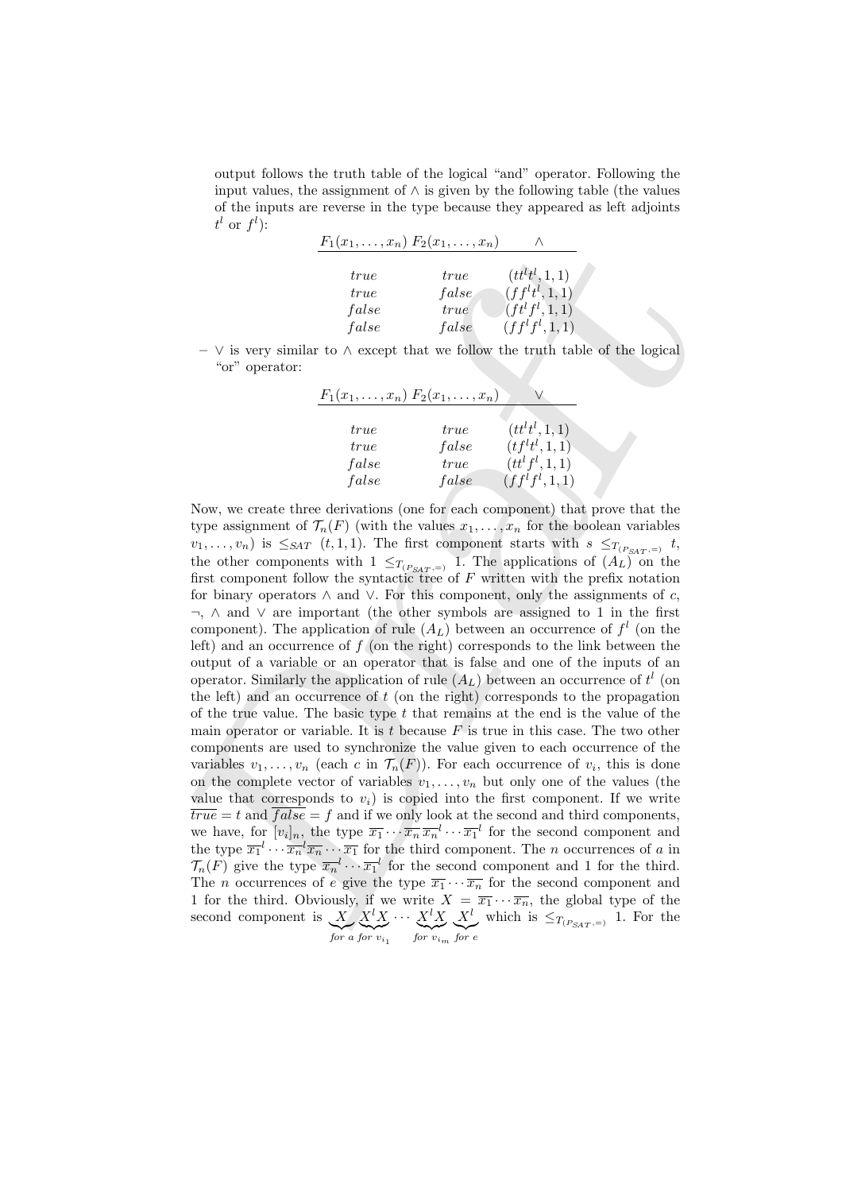output follows the truth table of the logical "and" operator. Following the input values, the assignment of $\wedge$ is given by the following table (the values of the inputs are reverse in the type because they appeared as left adjoints $t^l$ or $f^l$):

| $F_1(x_1,\ldots,x_n)$ | $F_2(x_1,\ldots,x_n)$ | $\wedge$ |
|---|---|---|
| $true$ | $true$ | $(tt^lt^l,1,1)$ |
| $true$ | $false$ | $(ff^lt^l,1,1)$ |
| $false$ | $true$ | $(ft^lf^l,1,1)$ |
| $false$ | $false$ | $(ff^lf^l,1,1)$ |

– $\vee$ is very similar to $\wedge$ except that we follow the truth table of the logical "or" operator:

| $F_1(x_1,\ldots,x_n)$ | $F_2(x_1,\ldots,x_n)$ | $\vee$ |
|---|---|---|
| $true$ | $true$ | $(tt^lt^l,1,1)$ |
| $true$ | $false$ | $(tf^lt^l,1,1)$ |
| $false$ | $true$ | $(tt^lf^l,1,1)$ |
| $false$ | $false$ | $(ff^lf^l,1,1)$ |

Now, we create three derivations (one for each component) that prove that the type assignment of $\mathcal{T}_n(F)$ (with the values $x_1,\ldots,x_n$ for the boolean variables $v_1,\ldots,v_n$) is $\leq_{SAT}$ $(t,1,1)$. The first component starts with $s \leq_{T_{(P_{SAT},=)}} t$, the other components with $1 \leq_{T_{(P_{SAT},=)}} 1$. The applications of $(A_L)$ on the first component follow the syntactic tree of $F$ written with the prefix notation for binary operators $\wedge$ and $\vee$. For this component, only the assignments of $c$, $\neg$, $\wedge$ and $\vee$ are important (the other symbols are assigned to 1 in the first component). The application of rule $(A_L)$ between an occurrence of $f^l$ (on the left) and an occurrence of $f$ (on the right) corresponds to the link between the output of a variable or an operator that is false and one of the inputs of an operator. Similarly the application of rule $(A_L)$ between an occurrence of $t^l$ (on the left) and an occurrence of $t$ (on the right) corresponds to the propagation of the true value. The basic type $t$ that remains at the end is the value of the main operator or variable. It is $t$ because $F$ is true in this case. The two other components are used to synchronize the value given to each occurrence of the variables $v_1,\ldots,v_n$ (each $c$ in $\mathcal{T}_n(F)$). For each occurrence of $v_i$, this is done on the complete vector of variables $v_1,\ldots,v_n$ but only one of the values (the value that corresponds to $v_i$) is copied into the first component. If we write $\overline{true}=t$ and $\overline{false}=f$ and if we only look at the second and third components, we have, for $[v_i]_n$, the type $\overline{x_1}\cdots\overline{x_n}\,\overline{x_n}^l\cdots\overline{x_1}^l$ for the second component and the type $\overline{x_1}^l\cdots\overline{x_n}^l\overline{x_n}\cdots\overline{x_1}$ for the third component. The $n$ occurrences of $a$ in $\mathcal{T}_n(F)$ give the type $\overline{x_n}^l\cdots\overline{x_1}^l$ for the second component and 1 for the third. The $n$ occurrences of $e$ give the type $\overline{x_1}\cdots\overline{x_n}$ for the second component and 1 for the third. Obviously, if we write $X=\overline{x_1}\cdots\overline{x_n}$, the global type of the second component is $\underbrace{X}_{for\ a}\underbrace{X^lX}_{for\ v_{i_1}}\cdots\underbrace{X^lX}_{for\ v_{i_m}}\underbrace{X^l}_{for\ e}$ which is $\leq_{T_{(P_{SAT},=)}} 1$. For the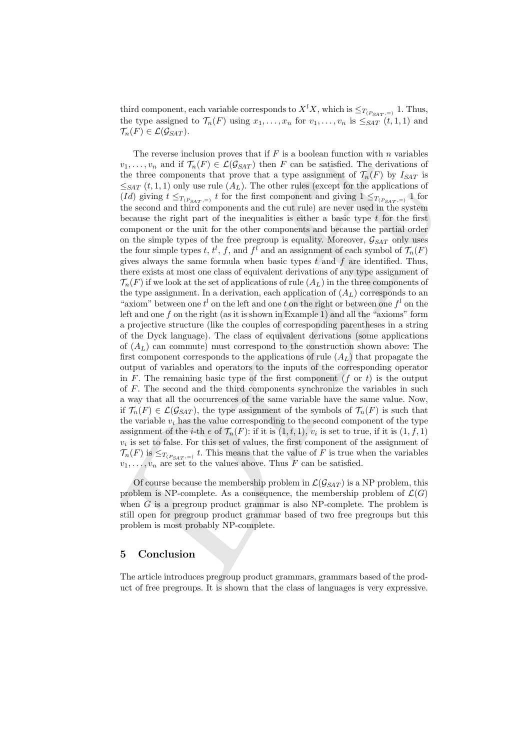third component, each variable corresponds to $X^l X$, which is $\leq_{T_{(P_{SAT},=)}} 1$. Thus, the type assigned to $\mathcal{T}_n(F)$ using $x_1, \ldots, x_n$ for $v_1, \ldots, v_n$ is $\leq_{SAT} (t, 1, 1)$ and $\mathcal{T}_n(F) \in \mathcal{L}(\mathcal{G}_{SAT})$.

The reverse inclusion proves that if $F$ is a boolean function with $n$ variables $v_1, \ldots, v_n$ and if $\mathcal{T}_n(F) \in \mathcal{L}(\mathcal{G}_{SAT})$ then $F$ can be satisfied. The derivations of the three components that prove that a type assignment of $\mathcal{T}_n(F)$ by $I_{SAT}$ is $\leq_{SAT} (t, 1, 1)$ only use rule $(A_L)$. The other rules (except for the applications of $(Id)$ giving $t \leq_{T_{(P_{SAT},=)}} t$ for the first component and giving $1 \leq_{T_{(P_{SAT},=)}} 1$ for the second and third components and the cut rule) are never used in the system because the right part of the inequalities is either a basic type $t$ for the first component or the unit for the other components and because the partial order on the simple types of the free pregroup is equality. Moreover, $\mathcal{G}_{SAT}$ only uses the four simple types $t$, $t^l$, $f$, and $f^l$ and an assignment of each symbol of $\mathcal{T}_n(F)$ gives always the same formula when basic types $t$ and $f$ are identified. Thus, there exists at most one class of equivalent derivations of any type assignment of $\mathcal{T}_n(F)$ if we look at the set of applications of rule $(A_L)$ in the three components of the type assignment. In a derivation, each application of $(A_L)$ corresponds to an "axiom" between one $t^l$ on the left and one $t$ on the right or between one $f^l$ on the left and one $f$ on the right (as it is shown in Example 1) and all the "axioms" form a projective structure (like the couples of corresponding parentheses in a string of the Dyck language). The class of equivalent derivations (some applications of $(A_L)$ can commute) must correspond to the construction shown above: The first component corresponds to the applications of rule $(A_L)$ that propagate the output of variables and operators to the inputs of the corresponding operator in $F$. The remaining basic type of the first component ($f$ or $t$) is the output of $F$. The second and the third components synchronize the variables in such a way that all the occurrences of the same variable have the same value. Now, if $\mathcal{T}_n(F) \in \mathcal{L}(\mathcal{G}_{SAT})$, the type assignment of the symbols of $\mathcal{T}_n(F)$ is such that the variable $v_i$ has the value corresponding to the second component of the type assignment of the $i$-th $e$ of $\mathcal{T}_n(F)$: if it is $(1, t, 1)$, $v_i$ is set to true, if it is $(1, f, 1)$ $v_i$ is set to false. For this set of values, the first component of the assignment of $\mathcal{T}_n(F)$ is $\leq_{T_{(P_{SAT},=)}} t$. This means that the value of $F$ is true when the variables $v_1, \ldots, v_n$ are set to the values above. Thus $F$ can be satisfied.

Of course because the membership problem in $\mathcal{L}(\mathcal{G}_{SAT})$ is a NP problem, this problem is NP-complete. As a consequence, the membership problem of $\mathcal{L}(G)$ when $G$ is a pregroup product grammar is also NP-complete. The problem is still open for pregroup product grammar based of two free pregroups but this problem is most probably NP-complete.

## 5 Conclusion

The article introduces pregroup product grammars, grammars based of the product of free pregroups. It is shown that the class of languages is very expressive.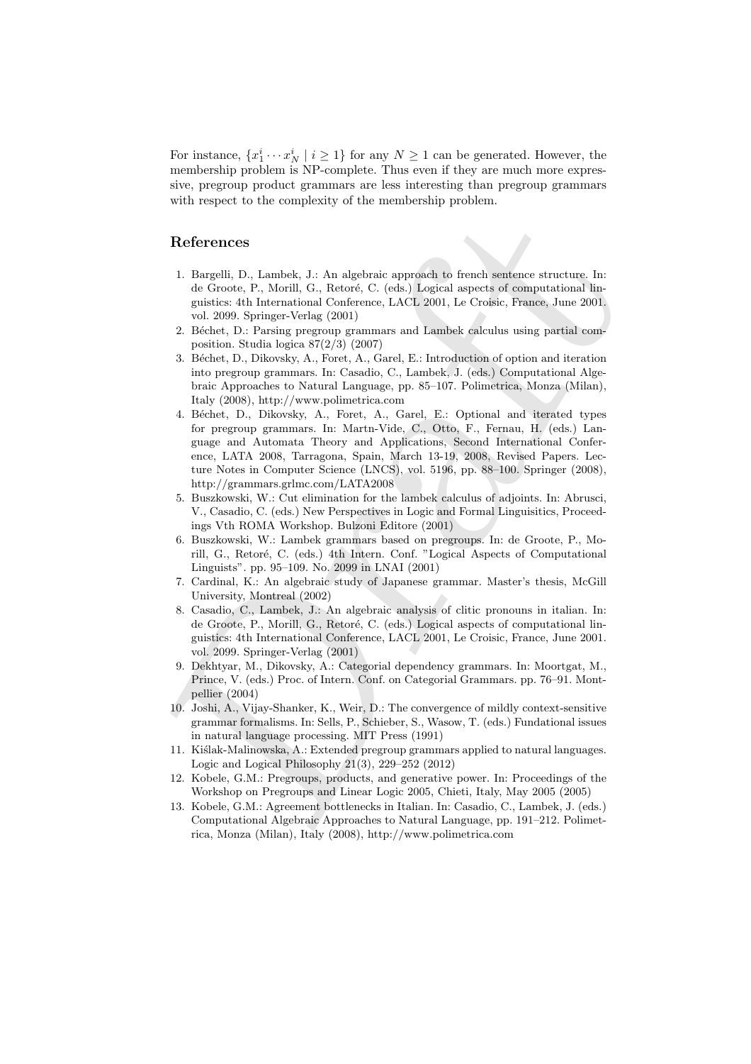For instance, $\{x_1^i \cdots x_N^i \mid i \geq 1\}$ for any $N \geq 1$ can be generated. However, the membership problem is NP-complete. Thus even if they are much more expressive, pregroup product grammars are less interesting than pregroup grammars with respect to the complexity of the membership problem.

## References

1. Bargelli, D., Lambek, J.: An algebraic approach to french sentence structure. In: de Groote, P., Morill, G., Retoré, C. (eds.) Logical aspects of computational linguistics: 4th International Conference, LACL 2001, Le Croisic, France, June 2001. vol. 2099. Springer-Verlag (2001)
2. Béchet, D.: Parsing pregroup grammars and Lambek calculus using partial composition. Studia logica 87(2/3) (2007)
3. Béchet, D., Dikovsky, A., Foret, A., Garel, E.: Introduction of option and iteration into pregroup grammars. In: Casadio, C., Lambek, J. (eds.) Computational Algebraic Approaches to Natural Language, pp. 85–107. Polimetrica, Monza (Milan), Italy (2008), http://www.polimetrica.com
4. Béchet, D., Dikovsky, A., Foret, A., Garel, E.: Optional and iterated types for pregroup grammars. In: Martn-Vide, C., Otto, F., Fernau, H. (eds.) Language and Automata Theory and Applications, Second International Conference, LATA 2008, Tarragona, Spain, March 13-19, 2008, Revised Papers. Lecture Notes in Computer Science (LNCS), vol. 5196, pp. 88–100. Springer (2008), http://grammars.grlmc.com/LATA2008
5. Buszkowski, W.: Cut elimination for the lambek calculus of adjoints. In: Abrusci, V., Casadio, C. (eds.) New Perspectives in Logic and Formal Linguisitics, Proceedings Vth ROMA Workshop. Bulzoni Editore (2001)
6. Buszkowski, W.: Lambek grammars based on pregroups. In: de Groote, P., Morill, G., Retoré, C. (eds.) 4th Intern. Conf. "Logical Aspects of Computational Linguists". pp. 95–109. No. 2099 in LNAI (2001)
7. Cardinal, K.: An algebraic study of Japanese grammar. Master's thesis, McGill University, Montreal (2002)
8. Casadio, C., Lambek, J.: An algebraic analysis of clitic pronouns in italian. In: de Groote, P., Morill, G., Retoré, C. (eds.) Logical aspects of computational linguistics: 4th International Conference, LACL 2001, Le Croisic, France, June 2001. vol. 2099. Springer-Verlag (2001)
9. Dekhtyar, M., Dikovsky, A.: Categorial dependency grammars. In: Moortgat, M., Prince, V. (eds.) Proc. of Intern. Conf. on Categorial Grammars. pp. 76–91. Montpellier (2004)
10. Joshi, A., Vijay-Shanker, K., Weir, D.: The convergence of mildly context-sensitive grammar formalisms. In: Sells, P., Schieber, S., Wasow, T. (eds.) Fundational issues in natural language processing. MIT Press (1991)
11. Kiślak-Malinowska, A.: Extended pregroup grammars applied to natural languages. Logic and Logical Philosophy 21(3), 229–252 (2012)
12. Kobele, G.M.: Pregroups, products, and generative power. In: Proceedings of the Workshop on Pregroups and Linear Logic 2005, Chieti, Italy, May 2005 (2005)
13. Kobele, G.M.: Agreement bottlenecks in Italian. In: Casadio, C., Lambek, J. (eds.) Computational Algebraic Approaches to Natural Language, pp. 191–212. Polimetrica, Monza (Milan), Italy (2008), http://www.polimetrica.com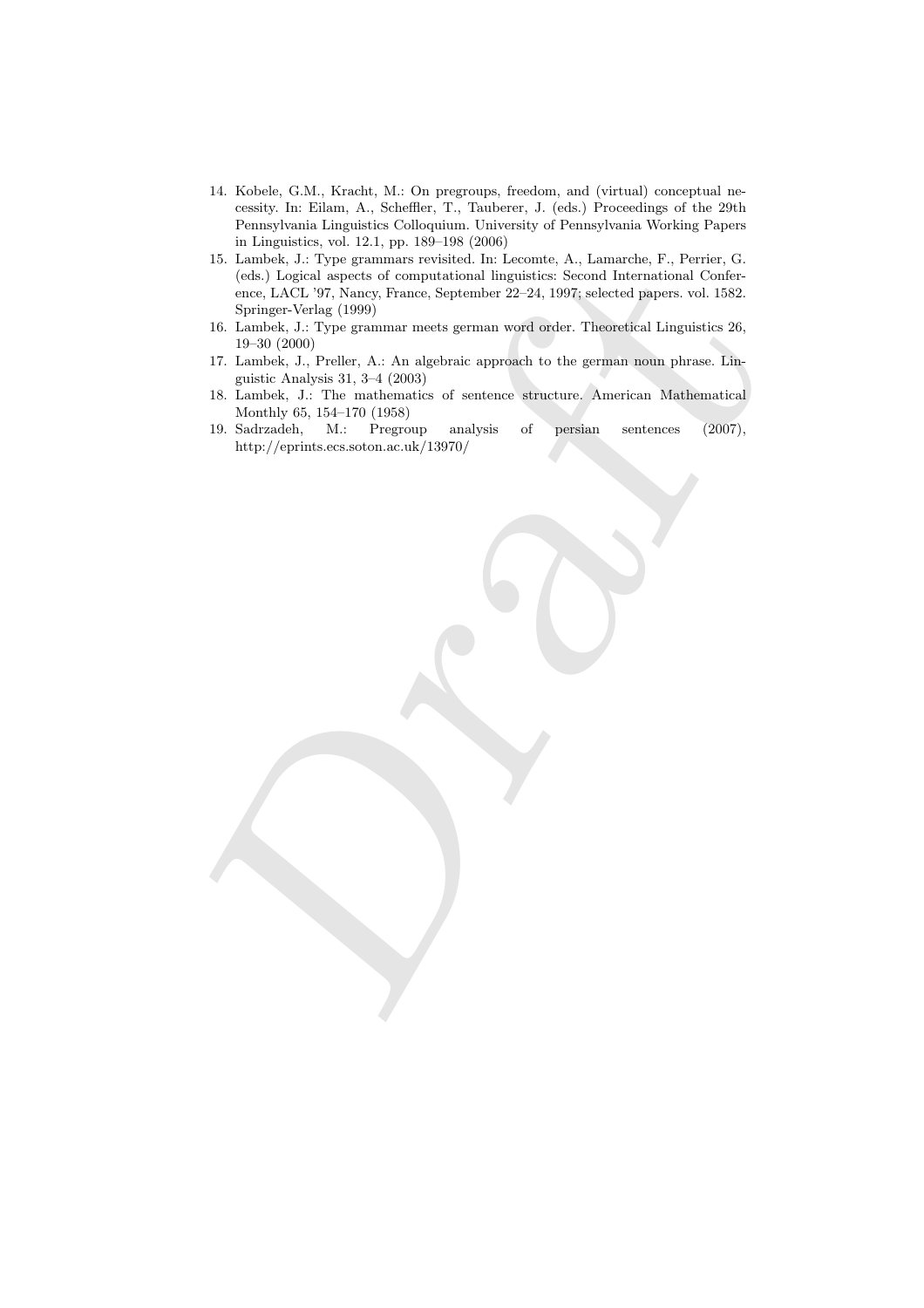14. Kobele, G.M., Kracht, M.: On pregroups, freedom, and (virtual) conceptual necessity. In: Eilam, A., Scheffler, T., Tauberer, J. (eds.) Proceedings of the 29th Pennsylvania Linguistics Colloquium. University of Pennsylvania Working Papers in Linguistics, vol. 12.1, pp. 189–198 (2006)
15. Lambek, J.: Type grammars revisited. In: Lecomte, A., Lamarche, F., Perrier, G. (eds.) Logical aspects of computational linguistics: Second International Conference, LACL '97, Nancy, France, September 22–24, 1997; selected papers. vol. 1582. Springer-Verlag (1999)
16. Lambek, J.: Type grammar meets german word order. Theoretical Linguistics 26, 19–30 (2000)
17. Lambek, J., Preller, A.: An algebraic approach to the german noun phrase. Linguistic Analysis 31, 3–4 (2003)
18. Lambek, J.: The mathematics of sentence structure. American Mathematical Monthly 65, 154–170 (1958)
19. Sadrzadeh, M.: Pregroup analysis of persian sentences (2007), http://eprints.ecs.soton.ac.uk/13970/